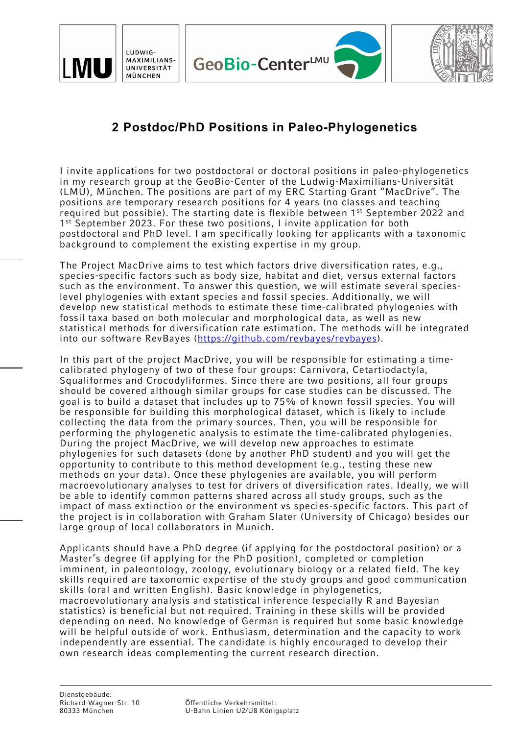## 2 Postdoc/PhD Positions in Paleo-Phylogenetics

I invite applications for two postdoctoral or doctoral positions in paleo-phylogenetics in my research group at the GeoBio-Center of the Ludwig-Maximilians-Universität (LMU), München. The positions are part of my ERC Starting Grant "MacDrive". The positions are temporary research positions for 4 years (no classes and teaching required but possible). The starting date is flexible between 1st September 2022 and 1st September 2023. For these two positions, I invite application for both postdoctoral and PhD level. I am specifically looking for applicants with a taxonomic background to complement the existing expertise in my group.

The Project MacDrive aims to test which factors drive diversification rates, e.g., species-specific factors such as body size, habitat and diet, versus external factors such as the environment. To answer this question, we will estimate several species-level phylogenies with extant species and fossil species. Additionally, we will develop new statistical methods to estimate these time-calibrated phylogenies with fossil taxa based on both molecular and morphological data, as well as new statistical methods for diversification rate estimation. The methods will be integrated into our software RevBayes (https://github.com/revbayes/revbayes).

In this part of the project MacDrive, you will be responsible for estimating a time-calibrated phylogeny of two of these four groups: Carnivora, Cetartiodactyla, Squaliformes and Crocodyliformes. Since there are two positions, all four groups should be covered although similar groups for case studies can be discussed. The goal is to build a dataset that includes up to 75% of known fossil species. You will be responsible for building this morphological dataset, which is likely to include collecting the data from the primary sources. Then, you will be responsible for performing the phylogenetic analysis to estimate the time-calibrated phylogenies. During the project MacDrive, we will develop new approaches to estimate phylogenies for such datasets (done by another PhD student) and you will get the opportunity to contribute to this method development (e.g., testing these new methods on your data). Once these phylogenies are available, you will perform macroevolutionary analyses to test for drivers of diversification rates. Ideally, we will be able to identify common patterns shared across all study groups, such as the impact of mass extinction or the environment vs species-specific factors. This part of the project is in collaboration with Graham Slater (University of Chicago) besides our large group of local collaborators in Munich.

Applicants should have a PhD degree (if applying for the postdoctoral position) or a Master's degree (if applying for the PhD position), completed or completion imminent, in paleontology, zoology, evolutionary biology or a related field. The key skills required are taxonomic expertise of the study groups and good communication skills (oral and written English). Basic knowledge in phylogenetics, macroevolutionary analysis and statistical inference (especially R and Bayesian statistics) is beneficial but not required. Training in these skills will be provided depending on need. No knowledge of German is required but some basic knowledge will be helpful outside of work. Enthusiasm, determination and the capacity to work independently are essential. The candidate is highly encouraged to develop their own research ideas complementing the current research direction.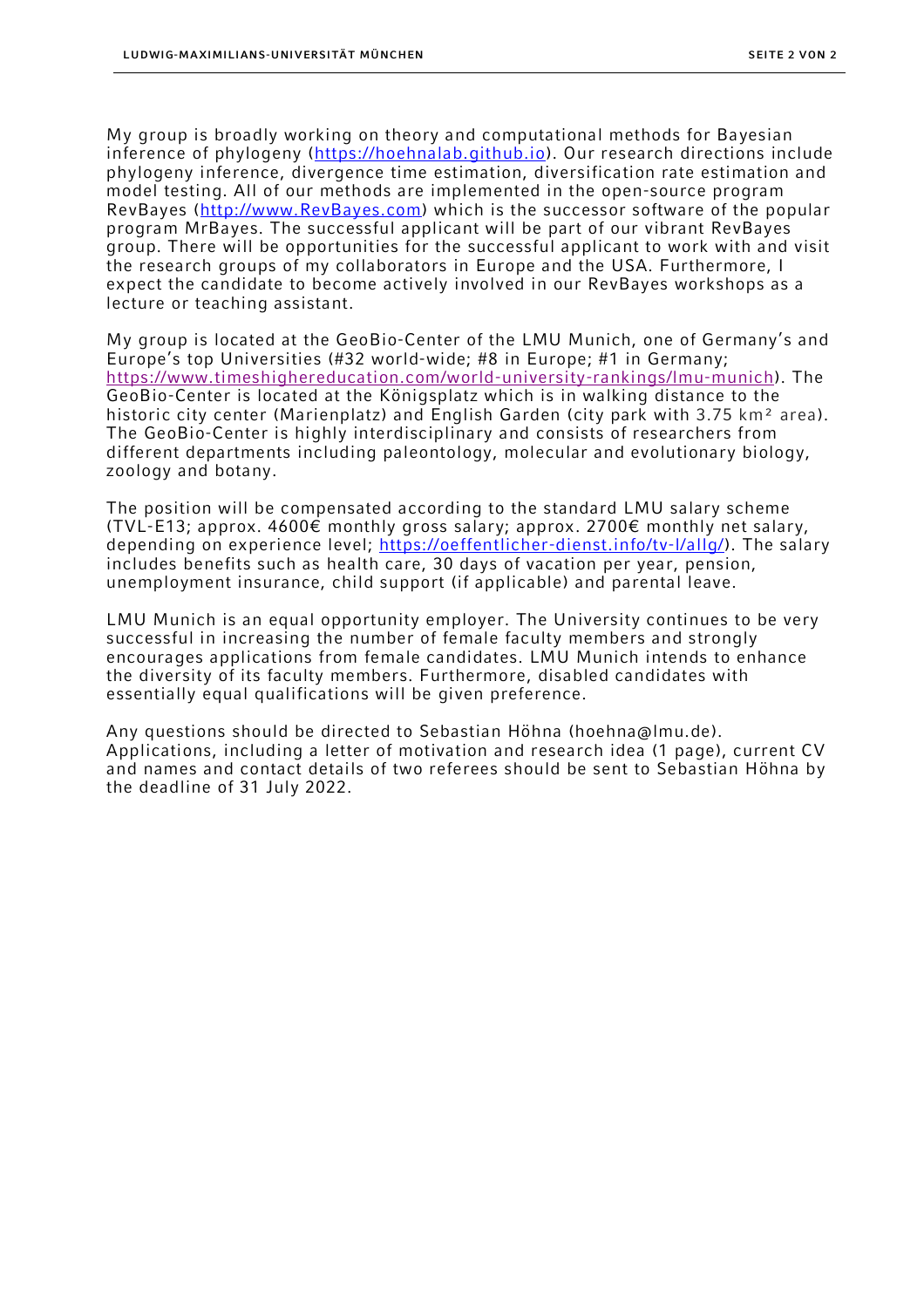My group is broadly working on theory and computational methods for Bayesian inference of phylogeny (https://hoehnalab.github.io). Our research directions include phylogeny inference, divergence time estimation, diversification rate estimation and model testing. All of our methods are implemented in the open-source program RevBayes (http://www.RevBayes.com) which is the successor software of the popular program MrBayes. The successful applicant will be part of our vibrant RevBayes group. There will be opportunities for the successful applicant to work with and visit the research groups of my collaborators in Europe and the USA. Furthermore, I expect the candidate to become actively involved in our RevBayes workshops as a lecture or teaching assistant.

My group is located at the GeoBio-Center of the LMU Munich, one of Germany's and Europe's top Universities (#32 world-wide; #8 in Europe; #1 in Germany; https://www.timeshighereducation.com/world-university-rankings/lmu-munich). The GeoBio-Center is located at the Königsplatz which is in walking distance to the historic city center (Marienplatz) and English Garden (city park with 3.75 $km^2$ area). The GeoBio-Center is highly interdisciplinary and consists of researchers from different departments including paleontology, molecular and evolutionary biology, zoology and botany.

The position will be compensated according to the standard LMU salary scheme (TVL-E13; approx. 4600€ monthly gross salary; approx. 2700€ monthly net salary, depending on experience level; https://oeffentlicher-dienst.info/tv-l/allg/). The salary includes benefits such as health care, 30 days of vacation per year, pension, unemployment insurance, child support (if applicable) and parental leave.

LMU Munich is an equal opportunity employer. The University continues to be very successful in increasing the number of female faculty members and strongly encourages applications from female candidates. LMU Munich intends to enhance the diversity of its faculty members. Furthermore, disabled candidates with essentially equal qualifications will be given preference.

Any questions should be directed to Sebastian Höhna (hoehna@lmu.de). Applications, including a letter of motivation and research idea (1 page), current CV and names and contact details of two referees should be sent to Sebastian Höhna by the deadline of 31 July 2022.